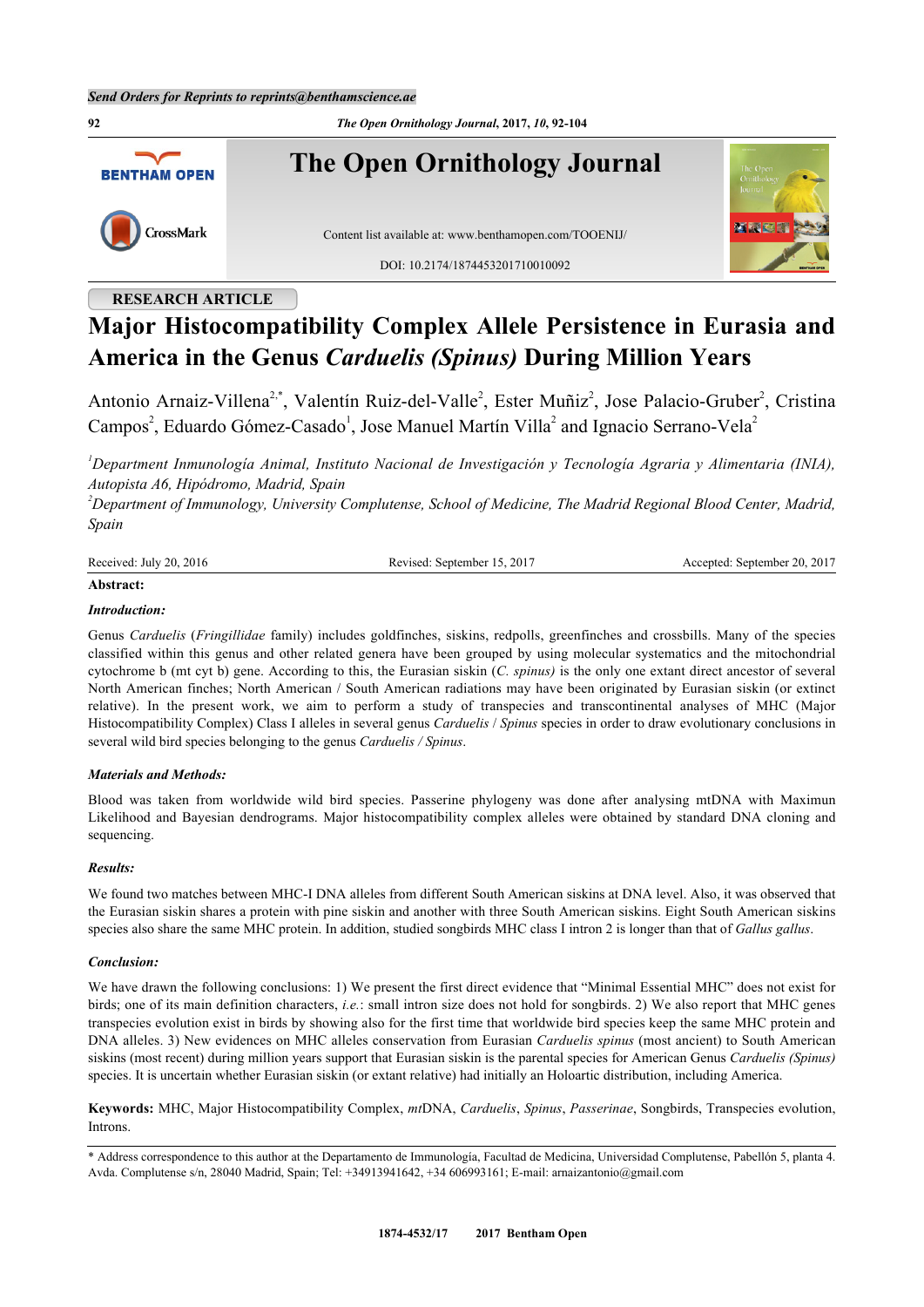RESEARCH ARTICLE

# Major Histocompatibility Complex Allele Persistence in Eurasia and America in the Genus *Carduelis (Spinus)* During Million Years

Antonio Arnaiz-Villena[2,*], Valentín Ruiz-del-Valle[2], Ester Muñiz[2], Jose Palacio-Gruber[2], Cristina Campos[2], Eduardo Gómez-Casado[1], Jose Manuel Martín Villa[2] and Ignacio Serrano-Vela[2]

[1]*Department Inmunología Animal, Instituto Nacional de Investigación y Tecnología Agraria y Alimentaria (INIA), Autopista A6, Hipódromo, Madrid, Spain*

[2]*Department of Immunology, University Complutense, School of Medicine, The Madrid Regional Blood Center, Madrid, Spain*

Received: July 20, 2016 | Revised: September 15, 2017 | Accepted: September 20, 2017

**Abstract:**

***Introduction:***

Genus *Carduelis* (*Fringillidae* family) includes goldfinches, siskins, redpolls, greenfinches and crossbills. Many of the species classified within this genus and other related genera have been grouped by using molecular systematics and the mitochondrial cytochrome b (mt cyt b) gene. According to this, the Eurasian siskin (*C. spinus)* is the only one extant direct ancestor of several North American finches; North American / South American radiations may have been originated by Eurasian siskin (or extinct relative). In the present work, we aim to perform a study of transpecies and transcontinental analyses of MHC (Major Histocompatibility Complex) Class I alleles in several genus *Carduelis* / *Spinus* species in order to draw evolutionary conclusions in several wild bird species belonging to the genus *Carduelis / Spinus*.

***Materials and Methods:***

Blood was taken from worldwide wild bird species. Passerine phylogeny was done after analysing mtDNA with Maximun Likelihood and Bayesian dendrograms. Major histocompatibility complex alleles were obtained by standard DNA cloning and sequencing.

***Results:***

We found two matches between MHC-I DNA alleles from different South American siskins at DNA level. Also, it was observed that the Eurasian siskin shares a protein with pine siskin and another with three South American siskins. Eight South American siskins species also share the same MHC protein. In addition, studied songbirds MHC class I intron 2 is longer than that of *Gallus gallus*.

***Conclusion:***

We have drawn the following conclusions: 1) We present the first direct evidence that "Minimal Essential MHC" does not exist for birds; one of its main definition characters, *i.e.*: small intron size does not hold for songbirds. 2) We also report that MHC genes transpecies evolution exist in birds by showing also for the first time that worldwide bird species keep the same MHC protein and DNA alleles. 3) New evidences on MHC alleles conservation from Eurasian *Carduelis spinus* (most ancient) to South American siskins (most recent) during million years support that Eurasian siskin is the parental species for American Genus *Carduelis (Spinus)* species. It is uncertain whether Eurasian siskin (or extant relative) had initially an Holoartic distribution, including America.

**Keywords:** MHC, Major Histocompatibility Complex, *mt*DNA, *Carduelis*, *Spinus*, *Passerinae*, Songbirds, Transpecies evolution, Introns.

\* Address correspondence to this author at the Departamento de Immunología, Facultad de Medicina, Universidad Complutense, Pabellón 5, planta 4. Avda. Complutense s/n, 28040 Madrid, Spain; Tel: +34913941642, +34 606993161; E-mail: arnaizantonio@gmail.com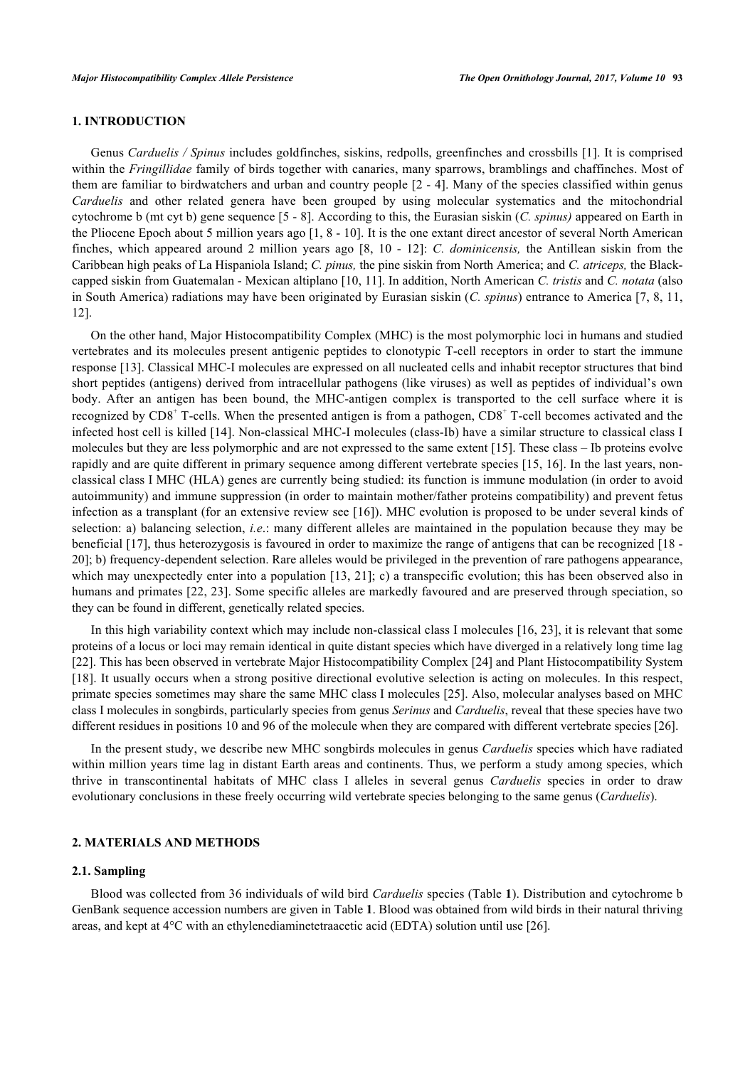## 1. INTRODUCTION

Genus *Carduelis / Spinus* includes goldfinches, siskins, redpolls, greenfinches and crossbills [1]. It is comprised within the *Fringillidae* family of birds together with canaries, many sparrows, bramblings and chaffinches. Most of them are familiar to birdwatchers and urban and country people [2 - 4]. Many of the species classified within genus *Carduelis* and other related genera have been grouped by using molecular systematics and the mitochondrial cytochrome b (mt cyt b) gene sequence [5 - 8]. According to this, the Eurasian siskin (*C. spinus)* appeared on Earth in the Pliocene Epoch about 5 million years ago [1, 8 - 10]. It is the one extant direct ancestor of several North American finches, which appeared around 2 million years ago [8, 10 - 12]: *C. dominicensis,* the Antillean siskin from the Caribbean high peaks of La Hispaniola Island; *C. pinus,* the pine siskin from North America; and *C. atriceps,* the Black-capped siskin from Guatemalan - Mexican altiplano [10, 11]. In addition, North American *C. tristis* and *C. notata* (also in South America) radiations may have been originated by Eurasian siskin (*C. spinus*) entrance to America [7, 8, 11, 12].

On the other hand, Major Histocompatibility Complex (MHC) is the most polymorphic loci in humans and studied vertebrates and its molecules present antigenic peptides to clonotypic T-cell receptors in order to start the immune response [13]. Classical MHC-I molecules are expressed on all nucleated cells and inhabit receptor structures that bind short peptides (antigens) derived from intracellular pathogens (like viruses) as well as peptides of individual's own body. After an antigen has been bound, the MHC-antigen complex is transported to the cell surface where it is recognized by $CD8^+$ T-cells. When the presented antigen is from a pathogen, $CD8^+$ T-cell becomes activated and the infected host cell is killed [14]. Non-classical MHC-I molecules (class-Ib) have a similar structure to classical class I molecules but they are less polymorphic and are not expressed to the same extent [15]. These class – Ib proteins evolve rapidly and are quite different in primary sequence among different vertebrate species [15, 16]. In the last years, non-classical class I MHC (HLA) genes are currently being studied: its function is immune modulation (in order to avoid autoimmunity) and immune suppression (in order to maintain mother/father proteins compatibility) and prevent fetus infection as a transplant (for an extensive review see [16]). MHC evolution is proposed to be under several kinds of selection: a) balancing selection, *i.e*.: many different alleles are maintained in the population because they may be beneficial [17], thus heterozygosis is favoured in order to maximize the range of antigens that can be recognized [18 - 20]; b) frequency-dependent selection. Rare alleles would be privileged in the prevention of rare pathogens appearance, which may unexpectedly enter into a population [13, 21]; c) a transpecific evolution; this has been observed also in humans and primates [22, 23]. Some specific alleles are markedly favoured and are preserved through speciation, so they can be found in different, genetically related species.

In this high variability context which may include non-classical class I molecules [16, 23], it is relevant that some proteins of a locus or loci may remain identical in quite distant species which have diverged in a relatively long time lag [22]. This has been observed in vertebrate Major Histocompatibility Complex [24] and Plant Histocompatibility System [18]. It usually occurs when a strong positive directional evolutive selection is acting on molecules. In this respect, primate species sometimes may share the same MHC class I molecules [25]. Also, molecular analyses based on MHC class I molecules in songbirds, particularly species from genus *Serinus* and *Carduelis*, reveal that these species have two different residues in positions 10 and 96 of the molecule when they are compared with different vertebrate species [26].

In the present study, we describe new MHC songbirds molecules in genus *Carduelis* species which have radiated within million years time lag in distant Earth areas and continents. Thus, we perform a study among species, which thrive in transcontinental habitats of MHC class I alleles in several genus *Carduelis* species in order to draw evolutionary conclusions in these freely occurring wild vertebrate species belonging to the same genus (*Carduelis*).

## 2. MATERIALS AND METHODS

### 2.1. Sampling

Blood was collected from 36 individuals of wild bird *Carduelis* species (Table **1**). Distribution and cytochrome b GenBank sequence accession numbers are given in Table **1**. Blood was obtained from wild birds in their natural thriving areas, and kept at 4°C with an ethylenediaminetetraacetic acid (EDTA) solution until use [26].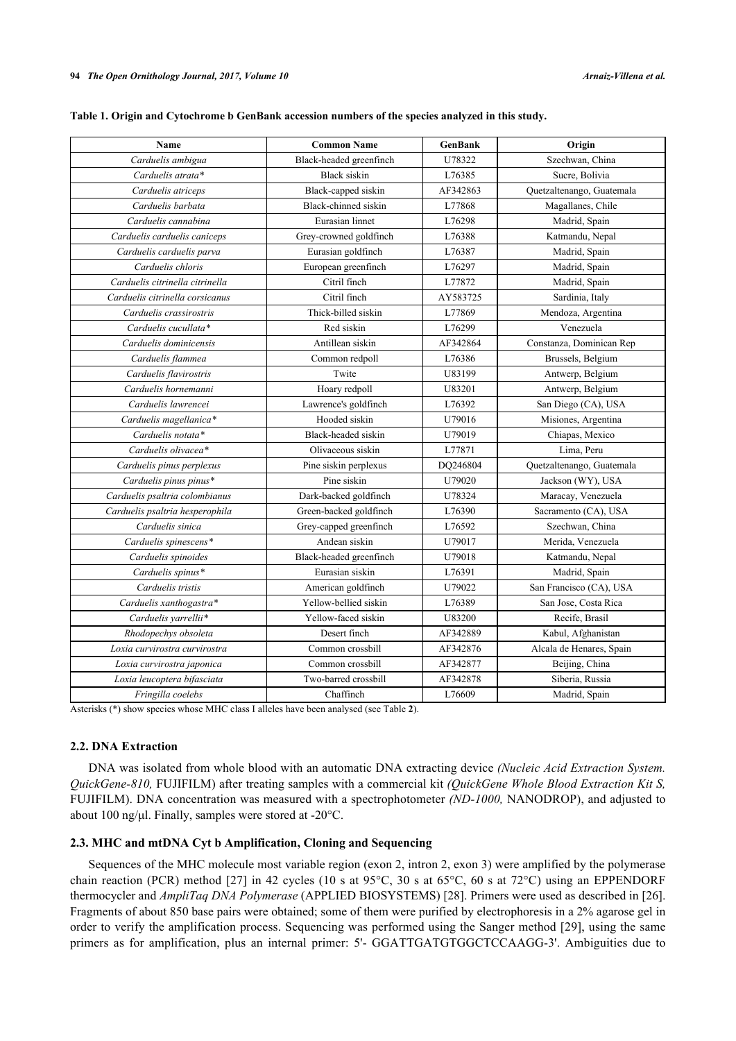**Table 1. Origin and Cytochrome b GenBank accession numbers of the species analyzed in this study.**

| Name | Common Name | GenBank | Origin |
|---|---|---|---|
| *Carduelis ambigua* | Black-headed greenfinch | U78322 | Szechwan, China |
| *Carduelis atrata\** | Black siskin | L76385 | Sucre, Bolivia |
| *Carduelis atriceps* | Black-capped siskin | AF342863 | Quetzaltenango, Guatemala |
| *Carduelis barbata* | Black-chinned siskin | L77868 | Magallanes, Chile |
| *Carduelis cannabina* | Eurasian linnet | L76298 | Madrid, Spain |
| *Carduelis carduelis caniceps* | Grey-crowned goldfinch | L76388 | Katmandu, Nepal |
| *Carduelis carduelis parva* | Eurasian goldfinch | L76387 | Madrid, Spain |
| *Carduelis chloris* | European greenfinch | L76297 | Madrid, Spain |
| *Carduelis citrinella citrinella* | Citril finch | L77872 | Madrid, Spain |
| *Carduelis citrinella corsicanus* | Citril finch | AY583725 | Sardinia, Italy |
| *Carduelis crassirostris* | Thick-billed siskin | L77869 | Mendoza, Argentina |
| *Carduelis cucullata\** | Red siskin | L76299 | Venezuela |
| *Carduelis dominicensis* | Antillean siskin | AF342864 | Constanza, Dominican Rep |
| *Carduelis flammea* | Common redpoll | L76386 | Brussels, Belgium |
| *Carduelis flavirostris* | Twite | U83199 | Antwerp, Belgium |
| *Carduelis hornemanni* | Hoary redpoll | U83201 | Antwerp, Belgium |
| *Carduelis lawrencei* | Lawrence's goldfinch | L76392 | San Diego (CA), USA |
| *Carduelis magellanica\** | Hooded siskin | U79016 | Misiones, Argentina |
| *Carduelis notata\** | Black-headed siskin | U79019 | Chiapas, Mexico |
| *Carduelis olivacea\** | Olivaceous siskin | L77871 | Lima, Peru |
| *Carduelis pinus perplexus* | Pine siskin perplexus | DQ246804 | Quetzaltenango, Guatemala |
| *Carduelis pinus pinus\** | Pine siskin | U79020 | Jackson (WY), USA |
| *Carduelis psaltria colombianus* | Dark-backed goldfinch | U78324 | Maracay, Venezuela |
| *Carduelis psaltria hesperophila* | Green-backed goldfinch | L76390 | Sacramento (CA), USA |
| *Carduelis sinica* | Grey-capped greenfinch | L76592 | Szechwan, China |
| *Carduelis spinescens\** | Andean siskin | U79017 | Merida, Venezuela |
| *Carduelis spinoides* | Black-headed greenfinch | U79018 | Katmandu, Nepal |
| *Carduelis spinus\** | Eurasian siskin | L76391 | Madrid, Spain |
| *Carduelis tristis* | American goldfinch | U79022 | San Francisco (CA), USA |
| *Carduelis xanthogastra\** | Yellow-bellied siskin | L76389 | San Jose, Costa Rica |
| *Carduelis yarrellii\** | Yellow-faced siskin | U83200 | Recife, Brasil |
| *Rhodopechys obsoleta* | Desert finch | AF342889 | Kabul, Afghanistan |
| *Loxia curvirostra curvirostra* | Common crossbill | AF342876 | Alcala de Henares, Spain |
| *Loxia curvirostra japonica* | Common crossbill | AF342877 | Beijing, China |
| *Loxia leucoptera bifasciata* | Two-barred crossbill | AF342878 | Siberia, Russia |
| *Fringilla coelebs* | Chaffinch | L76609 | Madrid, Spain |

Asterisks (*) show species whose MHC class I alleles have been analysed (see Table **2**).

### 2.2. DNA Extraction

DNA was isolated from whole blood with an automatic DNA extracting device *(Nucleic Acid Extraction System. QuickGene-810,* FUJIFILM) after treating samples with a commercial kit *(QuickGene Whole Blood Extraction Kit S,* FUJIFILM). DNA concentration was measured with a spectrophotometer *(ND-1000,* NANODROP), and adjusted to about 100 ng/µl. Finally, samples were stored at -20°C.

### 2.3. MHC and mtDNA Cyt b Amplification, Cloning and Sequencing

Sequences of the MHC molecule most variable region (exon 2, intron 2, exon 3) were amplified by the polymerase chain reaction (PCR) method [27] in 42 cycles (10 s at 95°C, 30 s at 65°C, 60 s at 72°C) using an EPPENDORF thermocycler and *AmpliTaq DNA Polymerase* (APPLIED BIOSYSTEMS) [28]. Primers were used as described in [26]. Fragments of about 850 base pairs were obtained; some of them were purified by electrophoresis in a 2% agarose gel in order to verify the amplification process. Sequencing was performed using the Sanger method [29], using the same primers as for amplification, plus an internal primer: 5'- GGATTGATGTGGCTCCAAGG-3'. Ambiguities due to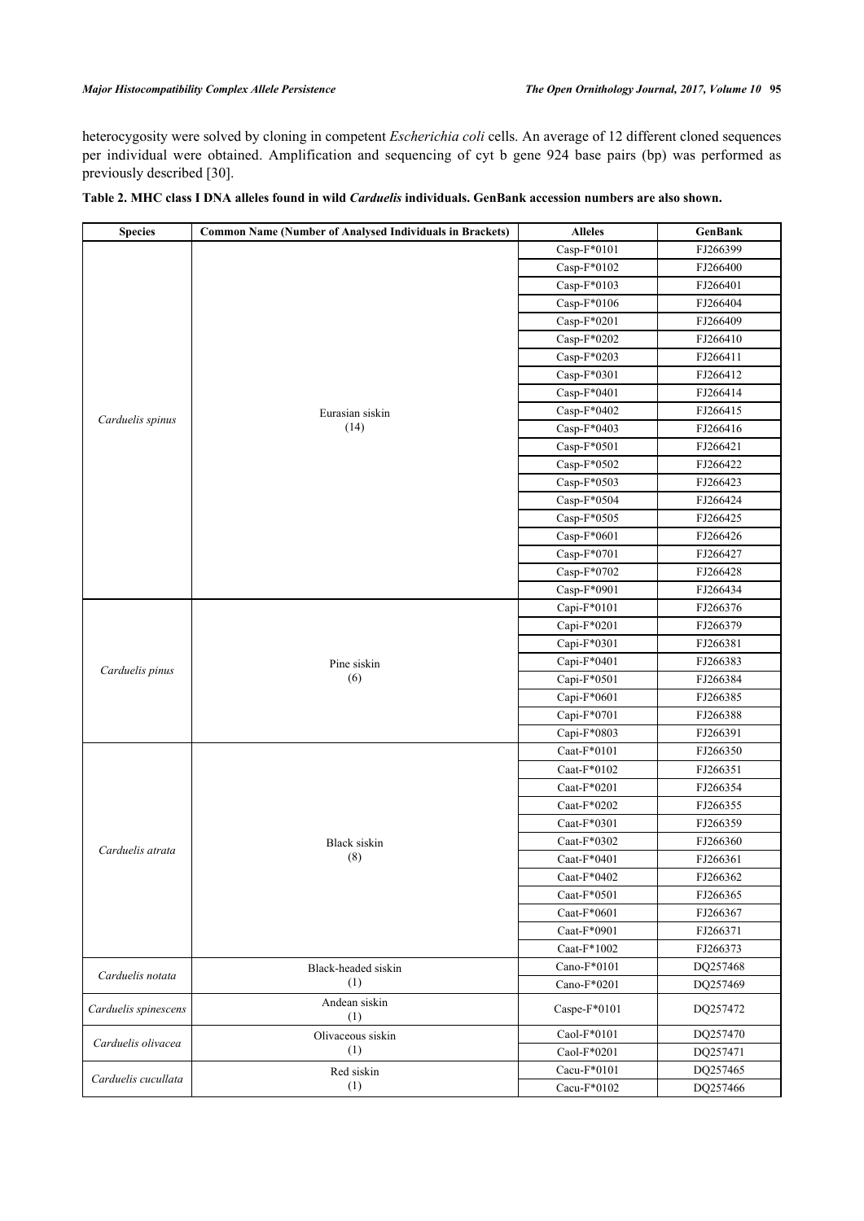heterocygosity were solved by cloning in competent *Escherichia coli* cells. An average of 12 different cloned sequences per individual were obtained. Amplification and sequencing of cyt b gene 924 base pairs (bp) was performed as previously described [30].

**Table 2. MHC class I DNA alleles found in wild *Carduelis* individuals. GenBank accession numbers are also shown.**

| Species | Common Name (Number of Analysed Individuals in Brackets) | Alleles | GenBank |
|---|---|---|---|
| *Carduelis spinus* | Eurasian siskin (14) | Casp-F*0101 | FJ266399 |
| | | Casp-F*0102 | FJ266400 |
| | | Casp-F*0103 | FJ266401 |
| | | Casp-F*0106 | FJ266404 |
| | | Casp-F*0201 | FJ266409 |
| | | Casp-F*0202 | FJ266410 |
| | | Casp-F*0203 | FJ266411 |
| | | Casp-F*0301 | FJ266412 |
| | | Casp-F*0401 | FJ266414 |
| | | Casp-F*0402 | FJ266415 |
| | | Casp-F*0403 | FJ266416 |
| | | Casp-F*0501 | FJ266421 |
| | | Casp-F*0502 | FJ266422 |
| | | Casp-F*0503 | FJ266423 |
| | | Casp-F*0504 | FJ266424 |
| | | Casp-F*0505 | FJ266425 |
| | | Casp-F*0601 | FJ266426 |
| | | Casp-F*0701 | FJ266427 |
| | | Casp-F*0702 | FJ266428 |
| | | Casp-F*0901 | FJ266434 |
| *Carduelis pinus* | Pine siskin (6) | Capi-F*0101 | FJ266376 |
| | | Capi-F*0201 | FJ266379 |
| | | Capi-F*0301 | FJ266381 |
| | | Capi-F*0401 | FJ266383 |
| | | Capi-F*0501 | FJ266384 |
| | | Capi-F*0601 | FJ266385 |
| | | Capi-F*0701 | FJ266388 |
| | | Capi-F*0803 | FJ266391 |
| *Carduelis atrata* | Black siskin (8) | Caat-F*0101 | FJ266350 |
| | | Caat-F*0102 | FJ266351 |
| | | Caat-F*0201 | FJ266354 |
| | | Caat-F*0202 | FJ266355 |
| | | Caat-F*0301 | FJ266359 |
| | | Caat-F*0302 | FJ266360 |
| | | Caat-F*0401 | FJ266361 |
| | | Caat-F*0402 | FJ266362 |
| | | Caat-F*0501 | FJ266365 |
| | | Caat-F*0601 | FJ266367 |
| | | Caat-F*0901 | FJ266371 |
| | | Caat-F*1002 | FJ266373 |
| *Carduelis notata* | Black-headed siskin (1) | Cano-F*0101 | DQ257468 |
| | | Cano-F*0201 | DQ257469 |
| *Carduelis spinescens* | Andean siskin (1) | Caspe-F*0101 | DQ257472 |
| *Carduelis olivacea* | Olivaceous siskin (1) | Caol-F*0101 | DQ257470 |
| | | Caol-F*0201 | DQ257471 |
| *Carduelis cucullata* | Red siskin (1) | Cacu-F*0101 | DQ257465 |
| | | Cacu-F*0102 | DQ257466 |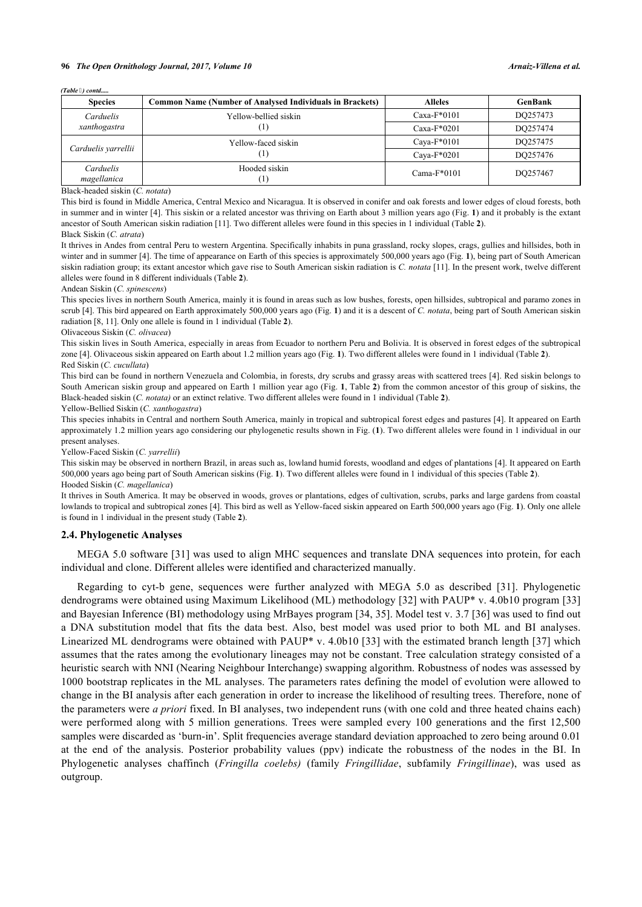*(Table 2) contd.....*

| Species | Common Name (Number of Analysed Individuals in Brackets) | Alleles | GenBank |
|---|---|---|---|
| *Carduelis xanthogastra* | Yellow-bellied siskin (1) | Caxa-F*0101 | DQ257473 |
| | | Caxa-F*0201 | DQ257474 |
| *Carduelis yarrellii* | Yellow-faced siskin (1) | Caya-F*0101 | DQ257475 |
| | | Caya-F*0201 | DQ257476 |
| *Carduelis magellanica* | Hooded siskin (1) | Cama-F*0101 | DQ257467 |

Black-headed siskin (*C. notata*)

This bird is found in Middle America, Central Mexico and Nicaragua. It is observed in conifer and oak forests and lower edges of cloud forests, both in summer and in winter [4]. This siskin or a related ancestor was thriving on Earth about 3 million years ago (Fig. **1**) and it probably is the extant ancestor of South American siskin radiation [11]. Two different alleles were found in this species in 1 individual (Table **2**).

Black Siskin (*C. atrata*)

It thrives in Andes from central Peru to western Argentina. Specifically inhabits in puna grassland, rocky slopes, crags, gullies and hillsides, both in winter and in summer [4]. The time of appearance on Earth of this species is approximately 500,000 years ago (Fig. **1**), being part of South American siskin radiation group; its extant ancestor which gave rise to South American siskin radiation is *C. notata* [11]. In the present work, twelve different alleles were found in 8 different individuals (Table **2**).

Andean Siskin (*C. spinescens*)

This species lives in northern South America, mainly it is found in areas such as low bushes, forests, open hillsides, subtropical and paramo zones in scrub [4]. This bird appeared on Earth approximately 500,000 years ago (Fig. **1**) and it is a descent of *C. notata*, being part of South American siskin radiation [8, 11]. Only one allele is found in 1 individual (Table **2**).

Olivaceous Siskin (*C. olivacea*)

This siskin lives in South America, especially in areas from Ecuador to northern Peru and Bolivia. It is observed in forest edges of the subtropical zone [4]. Olivaceous siskin appeared on Earth about 1.2 million years ago (Fig. **1**). Two different alleles were found in 1 individual (Table **2**).

Red Siskin (*C. cucullata*)

This bird can be found in northern Venezuela and Colombia, in forests, dry scrubs and grassy areas with scattered trees [4]. Red siskin belongs to South American siskin group and appeared on Earth 1 million year ago (Fig. **1**, Table **2**) from the common ancestor of this group of siskins, the Black-headed siskin (*C. notata)* or an extinct relative. Two different alleles were found in 1 individual (Table **2**).

Yellow-Bellied Siskin (*C. xanthogastra*)

This species inhabits in Central and northern South America, mainly in tropical and subtropical forest edges and pastures [4]. It appeared on Earth approximately 1.2 million years ago considering our phylogenetic results shown in Fig. (**1**). Two different alleles were found in 1 individual in our present analyses.

Yellow-Faced Siskin (*C. yarrellii*)

This siskin may be observed in northern Brazil, in areas such as, lowland humid forests, woodland and edges of plantations [4]. It appeared on Earth 500,000 years ago being part of South American siskins (Fig. **1**). Two different alleles were found in 1 individual of this species (Table **2**).

Hooded Siskin (*C. magellanica*)

It thrives in South America. It may be observed in woods, groves or plantations, edges of cultivation, scrubs, parks and large gardens from coastal lowlands to tropical and subtropical zones [4]. This bird as well as Yellow-faced siskin appeared on Earth 500,000 years ago (Fig. **1**). Only one allele is found in 1 individual in the present study (Table **2**).

### 2.4. Phylogenetic Analyses

MEGA 5.0 software [31] was used to align MHC sequences and translate DNA sequences into protein, for each individual and clone. Different alleles were identified and characterized manually.

Regarding to cyt-b gene, sequences were further analyzed with MEGA 5.0 as described [31]. Phylogenetic dendrograms were obtained using Maximum Likelihood (ML) methodology [32] with PAUP* v. 4.0b10 program [33] and Bayesian Inference (BI) methodology using MrBayes program [34, 35]. Model test v. 3.7 [36] was used to find out a DNA substitution model that fits the data best. Also, best model was used prior to both ML and BI analyses. Linearized ML dendrograms were obtained with PAUP* v. 4.0b10 [33] with the estimated branch length [37] which assumes that the rates among the evolutionary lineages may not be constant. Tree calculation strategy consisted of a heuristic search with NNI (Nearing Neighbour Interchange) swapping algorithm. Robustness of nodes was assessed by 1000 bootstrap replicates in the ML analyses. The parameters rates defining the model of evolution were allowed to change in the BI analysis after each generation in order to increase the likelihood of resulting trees. Therefore, none of the parameters were *a priori* fixed. In BI analyses, two independent runs (with one cold and three heated chains each) were performed along with 5 million generations. Trees were sampled every 100 generations and the first 12,500 samples were discarded as 'burn-in'. Split frequencies average standard deviation approached to zero being around 0.01 at the end of the analysis. Posterior probability values (ppv) indicate the robustness of the nodes in the BI. In Phylogenetic analyses chaffinch (*Fringilla coelebs)* (family *Fringillidae*, subfamily *Fringillinae*), was used as outgroup.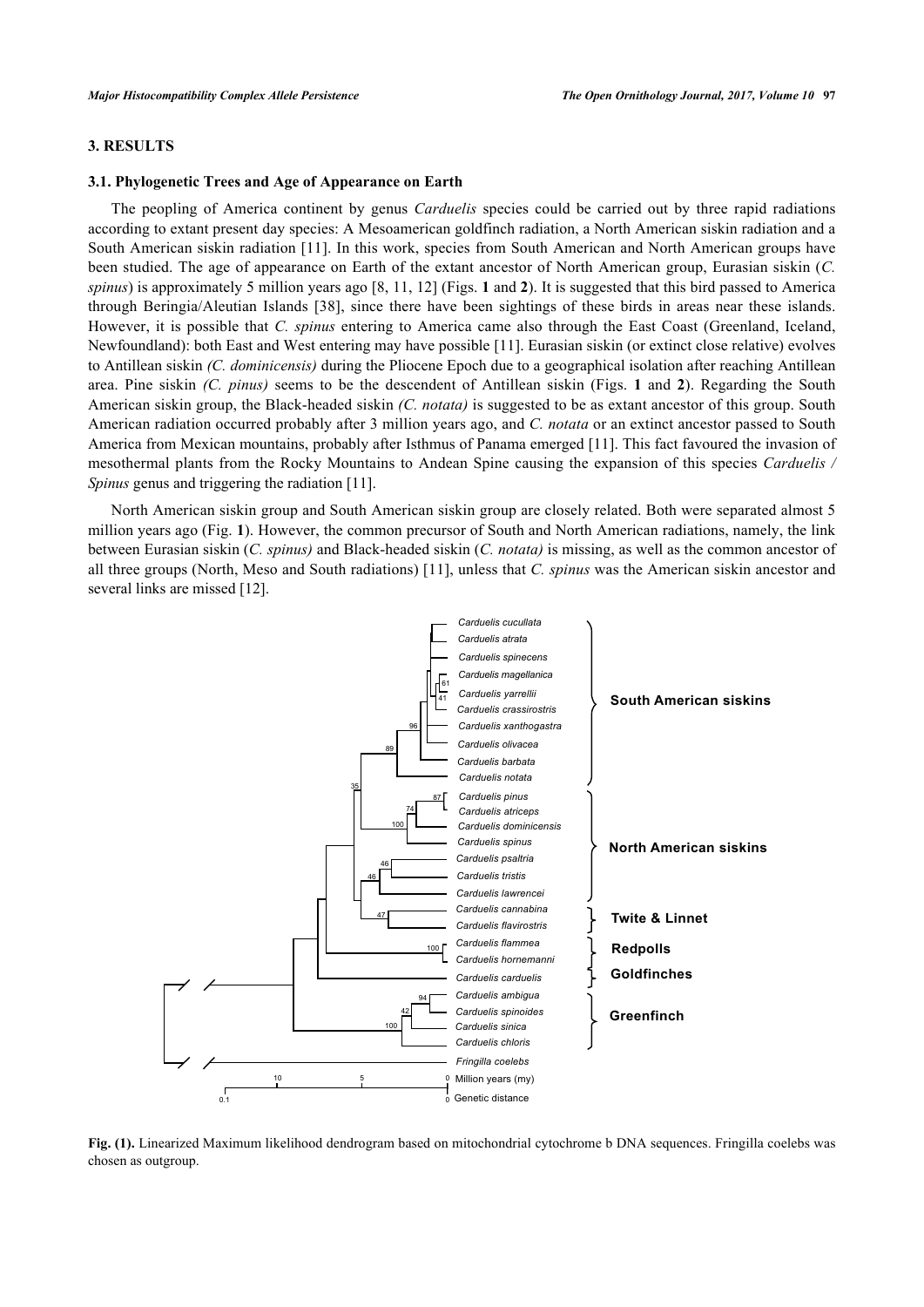## 3. RESULTS

### 3.1. Phylogenetic Trees and Age of Appearance on Earth

The peopling of America continent by genus *Carduelis* species could be carried out by three rapid radiations according to extant present day species: A Mesoamerican goldfinch radiation, a North American siskin radiation and a South American siskin radiation [11]. In this work, species from South American and North American groups have been studied. The age of appearance on Earth of the extant ancestor of North American group, Eurasian siskin (*C. spinus*) is approximately 5 million years ago [8, 11, 12] (Figs. **1** and **2**). It is suggested that this bird passed to America through Beringia/Aleutian Islands [38], since there have been sightings of these birds in areas near these islands. However, it is possible that *C. spinus* entering to America came also through the East Coast (Greenland, Iceland, Newfoundland): both East and West entering may have possible [11]. Eurasian siskin (or extinct close relative) evolves to Antillean siskin *(C. dominicensis)* during the Pliocene Epoch due to a geographical isolation after reaching Antillean area. Pine siskin *(C. pinus)* seems to be the descendent of Antillean siskin (Figs. **1** and **2**). Regarding the South American siskin group, the Black-headed siskin *(C. notata)* is suggested to be as extant ancestor of this group. South American radiation occurred probably after 3 million years ago, and *C. notata* or an extinct ancestor passed to South America from Mexican mountains, probably after Isthmus of Panama emerged [11]. This fact favoured the invasion of mesothermal plants from the Rocky Mountains to Andean Spine causing the expansion of this species *Carduelis / Spinus* genus and triggering the radiation [11].

North American siskin group and South American siskin group are closely related. Both were separated almost 5 million years ago (Fig. **1**). However, the common precursor of South and North American radiations, namely, the link between Eurasian siskin (*C. spinus)* and Black-headed siskin (*C. notata)* is missing, as well as the common ancestor of all three groups (North, Meso and South radiations) [11], unless that *C. spinus* was the American siskin ancestor and several links are missed [12].

**Fig. (1).** Linearized Maximum likelihood dendrogram based on mitochondrial cytochrome b DNA sequences. Fringilla coelebs was chosen as outgroup.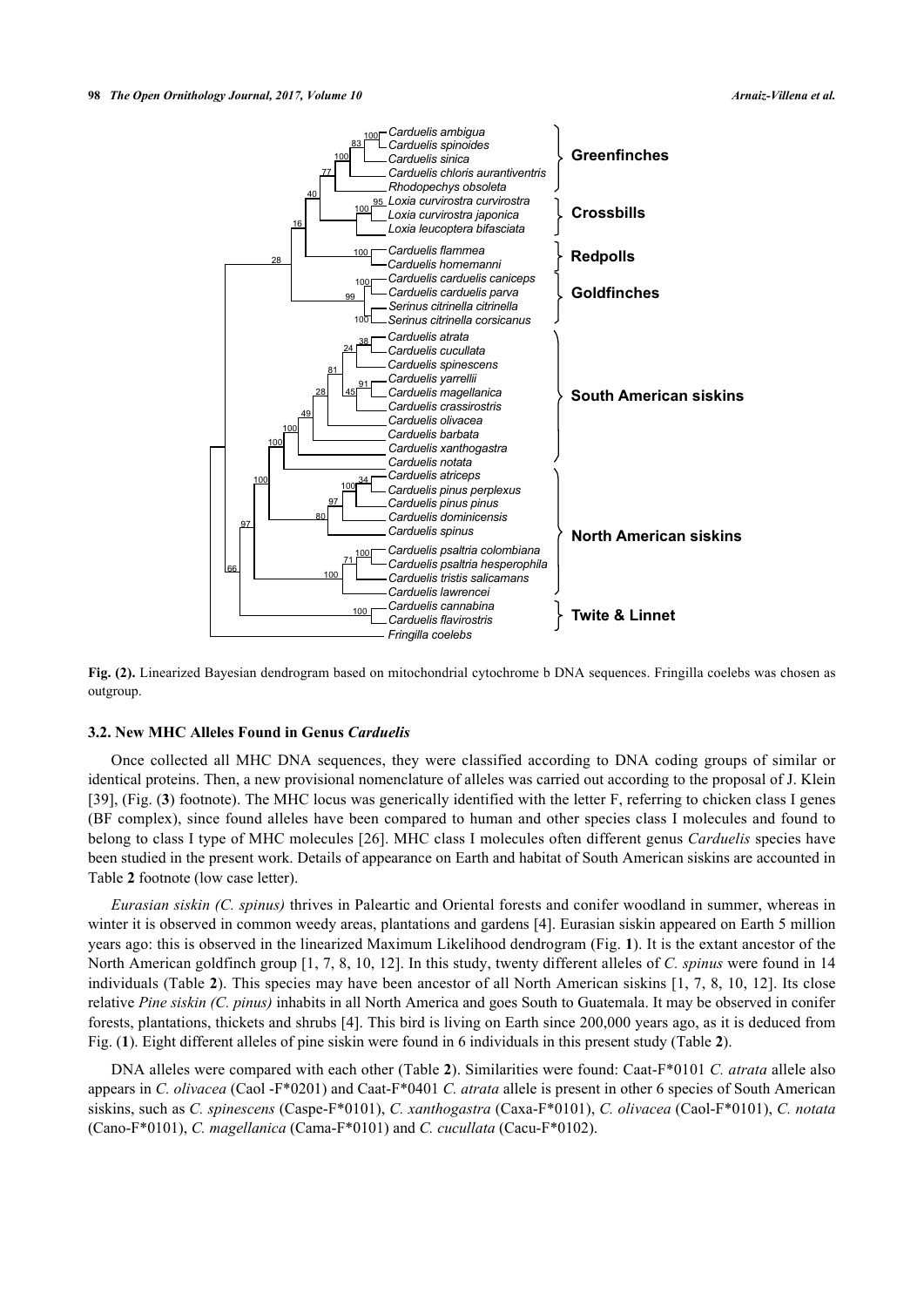**Fig. (2).** Linearized Bayesian dendrogram based on mitochondrial cytochrome b DNA sequences. Fringilla coelebs was chosen as outgroup.

### 3.2. New MHC Alleles Found in Genus *Carduelis*

Once collected all MHC DNA sequences, they were classified according to DNA coding groups of similar or identical proteins. Then, a new provisional nomenclature of alleles was carried out according to the proposal of J. Klein [39], (Fig. (**3**) footnote). The MHC locus was generically identified with the letter F, referring to chicken class I genes (BF complex), since found alleles have been compared to human and other species class I molecules and found to belong to class I type of MHC molecules [26]. MHC class I molecules often different genus *Carduelis* species have been studied in the present work. Details of appearance on Earth and habitat of South American siskins are accounted in Table **2** footnote (low case letter).

*Eurasian siskin (C. spinus)* thrives in Paleartic and Oriental forests and conifer woodland in summer, whereas in winter it is observed in common weedy areas, plantations and gardens [4]. Eurasian siskin appeared on Earth 5 million years ago: this is observed in the linearized Maximum Likelihood dendrogram (Fig. **1**). It is the extant ancestor of the North American goldfinch group [1, 7, 8, 10, 12]. In this study, twenty different alleles of *C. spinus* were found in 14 individuals (Table **2**). This species may have been ancestor of all North American siskins [1, 7, 8, 10, 12]. Its close relative *Pine siskin (C. pinus)* inhabits in all North America and goes South to Guatemala. It may be observed in conifer forests, plantations, thickets and shrubs [4]. This bird is living on Earth since 200,000 years ago, as it is deduced from Fig. (**1**). Eight different alleles of pine siskin were found in 6 individuals in this present study (Table **2**).

DNA alleles were compared with each other (Table **2**). Similarities were found: Caat-F*0101 *C. atrata* allele also appears in *C. olivacea* (Caol -F*0201) and Caat-F*0401 *C. atrata* allele is present in other 6 species of South American siskins, such as *C. spinescens* (Caspe-F*0101), *C. xanthogastra* (Caxa-F*0101), *C. olivacea* (Caol-F*0101), *C. notata* (Cano-F*0101), *C. magellanica* (Cama-F*0101) and *C. cucullata* (Cacu-F*0102).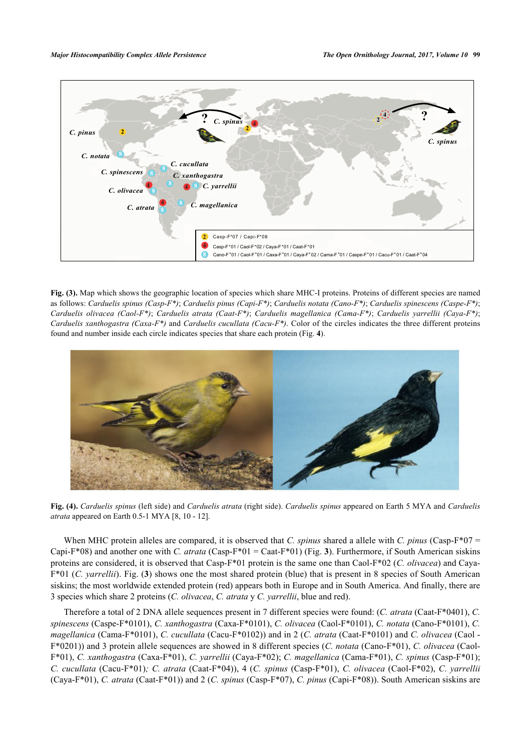**Fig. (3).** Map which shows the geographic location of species which share MHC-I proteins. Proteins of different species are named as follows: *Carduelis spinus (Casp-F\*)*; *Carduelis pinus (Capi-F\*)*; *Carduelis notata (Cano-F\*)*; *Carduelis spinescens (Caspe-F\*)*; *Carduelis olivacea (Caol-F\*)*; *Carduelis atrata (Caat-F\*)*; *Carduelis magellanica (Cama-F\*)*; *Carduelis yarrellii (Caya-F\*)*; *Carduelis xanthogastra (Caxa-F\*)* and *Carduelis cucullata (Cacu-F\*)*. Color of the circles indicates the three different proteins found and number inside each circle indicates species that share each protein (Fig. **4**).

**Fig. (4).** *Carduelis spinus* (left side) and *Carduelis atrata* (right side). *Carduelis spinus* appeared on Earth 5 MYA and *Carduelis atrata* appeared on Earth 0.5-1 MYA [8, 10 - 12].

When MHC protein alleles are compared, it is observed that *C. spinus* shared a allele with *C. pinus* (Casp-F*07 = Capi-F*08) and another one with *C. atrata* (Casp-F*01 = Caat-F*01) (Fig. **3**). Furthermore, if South American siskins proteins are considered, it is observed that Casp-F*01 protein is the same one than Caol-F*02 (*C. olivacea*) and Caya-F*01 (*C. yarrellii*). Fig. (**3**) shows one the most shared protein (blue) that is present in 8 species of South American siskins; the most worldwide extended protein (red) appears both in Europe and in South America. And finally, there are 3 species which share 2 proteins (*C. olivacea*, *C. atrata* y *C. yarrellii*, blue and red).

Therefore a total of 2 DNA allele sequences present in 7 different species were found: (*C. atrata* (Caat-F*0401), *C. spinescens* (Caspe-F*0101), *C. xanthogastra* (Caxa-F*0101), *C. olivacea* (Caol-F*0101), *C. notata* (Cano-F*0101), *C. magellanica* (Cama-F*0101), *C. cucullata* (Cacu-F*0102)) and in 2 (*C. atrata* (Caat-F*0101) and *C. olivacea* (Caol - F*0201)) and 3 protein allele sequences are showed in 8 different species (*C. notata* (Cano-F*01), *C. olivacea* (Caol-F*01), *C. xanthogastra* (Caxa-F*01), *C. yarrellii* (Caya-F*02); *C. magellanica* (Cama-F*01), *C. spinus* (Casp-F*01); *C. cucullata* (Cacu-F*01)*;* *C. atrata* (Caat-F*04)), 4 (*C. spinus* (Casp-F*01), *C. olivacea* (Caol-F*02), *C. yarrellii* (Caya-F*01), *C. atrata* (Caat-F*01)) and 2 (*C. spinus* (Casp-F*07), *C. pinus* (Capi-F*08)). South American siskins are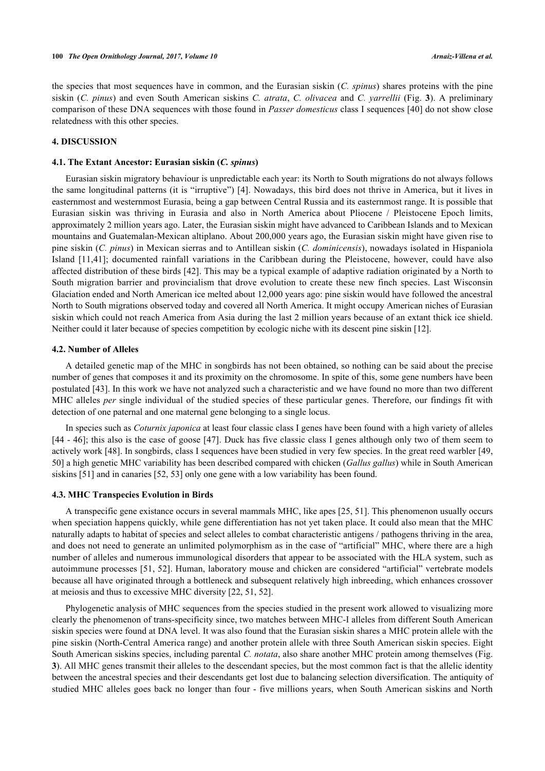the species that most sequences have in common, and the Eurasian siskin (*C. spinus*) shares proteins with the pine siskin (*C. pinus*) and even South American siskins *C. atrata*, *C. olivacea* and *C. yarrellii* (Fig. **3**). A preliminary comparison of these DNA sequences with those found in *Passer domesticus* class I sequences [40] do not show close relatedness with this other species.

## 4. DISCUSSION

### 4.1. The Extant Ancestor: Eurasian siskin (*C. spinus*)

Eurasian siskin migratory behaviour is unpredictable each year: its North to South migrations do not always follows the same longitudinal patterns (it is "irruptive") [4]. Nowadays, this bird does not thrive in America, but it lives in easternmost and westernmost Eurasia, being a gap between Central Russia and its easternmost range. It is possible that Eurasian siskin was thriving in Eurasia and also in North America about Pliocene / Pleistocene Epoch limits, approximately 2 million years ago. Later, the Eurasian siskin might have advanced to Caribbean Islands and to Mexican mountains and Guatemalan-Mexican altiplano. About 200,000 years ago, the Eurasian siskin might have given rise to pine siskin (*C. pinus*) in Mexican sierras and to Antillean siskin (*C. dominicensis*), nowadays isolated in Hispaniola Island [11,41]; documented rainfall variations in the Caribbean during the Pleistocene, however, could have also affected distribution of these birds [42]. This may be a typical example of adaptive radiation originated by a North to South migration barrier and provincialism that drove evolution to create these new finch species. Last Wisconsin Glaciation ended and North American ice melted about 12,000 years ago: pine siskin would have followed the ancestral North to South migrations observed today and covered all North America. It might occupy American niches of Eurasian siskin which could not reach America from Asia during the last 2 million years because of an extant thick ice shield. Neither could it later because of species competition by ecologic niche with its descent pine siskin [12].

### 4.2. Number of Alleles

A detailed genetic map of the MHC in songbirds has not been obtained, so nothing can be said about the precise number of genes that composes it and its proximity on the chromosome. In spite of this, some gene numbers have been postulated [43]. In this work we have not analyzed such a characteristic and we have found no more than two different MHC alleles *per* single individual of the studied species of these particular genes. Therefore, our findings fit with detection of one paternal and one maternal gene belonging to a single locus.

In species such as *Coturnix japonica* at least four classic class I genes have been found with a high variety of alleles [44 - 46]; this also is the case of goose [47]. Duck has five classic class I genes although only two of them seem to actively work [48]. In songbirds, class I sequences have been studied in very few species. In the great reed warbler [49, 50] a high genetic MHC variability has been described compared with chicken (*Gallus gallus*) while in South American siskins [51] and in canaries [52, 53] only one gene with a low variability has been found.

### 4.3. MHC Transpecies Evolution in Birds

A transpecific gene existance occurs in several mammals MHC, like apes [25, 51]. This phenomenon usually occurs when speciation happens quickly, while gene differentiation has not yet taken place. It could also mean that the MHC naturally adapts to habitat of species and select alleles to combat characteristic antigens / pathogens thriving in the area, and does not need to generate an unlimited polymorphism as in the case of "artificial" MHC, where there are a high number of alleles and numerous immunological disorders that appear to be associated with the HLA system, such as autoimmune processes [51, 52]. Human, laboratory mouse and chicken are considered "artificial" vertebrate models because all have originated through a bottleneck and subsequent relatively high inbreeding, which enhances crossover at meiosis and thus to excessive MHC diversity [22, 51, 52].

Phylogenetic analysis of MHC sequences from the species studied in the present work allowed to visualizing more clearly the phenomenon of trans-specificity since, two matches between MHC-I alleles from different South American siskin species were found at DNA level. It was also found that the Eurasian siskin shares a MHC protein allele with the pine siskin (North-Central America range) and another protein allele with three South American siskin species. Eight South American siskins species, including parental *C. notata*, also share another MHC protein among themselves (Fig. **3**). All MHC genes transmit their alleles to the descendant species, but the most common fact is that the allelic identity between the ancestral species and their descendants get lost due to balancing selection diversification. The antiquity of studied MHC alleles goes back no longer than four - five millions years, when South American siskins and North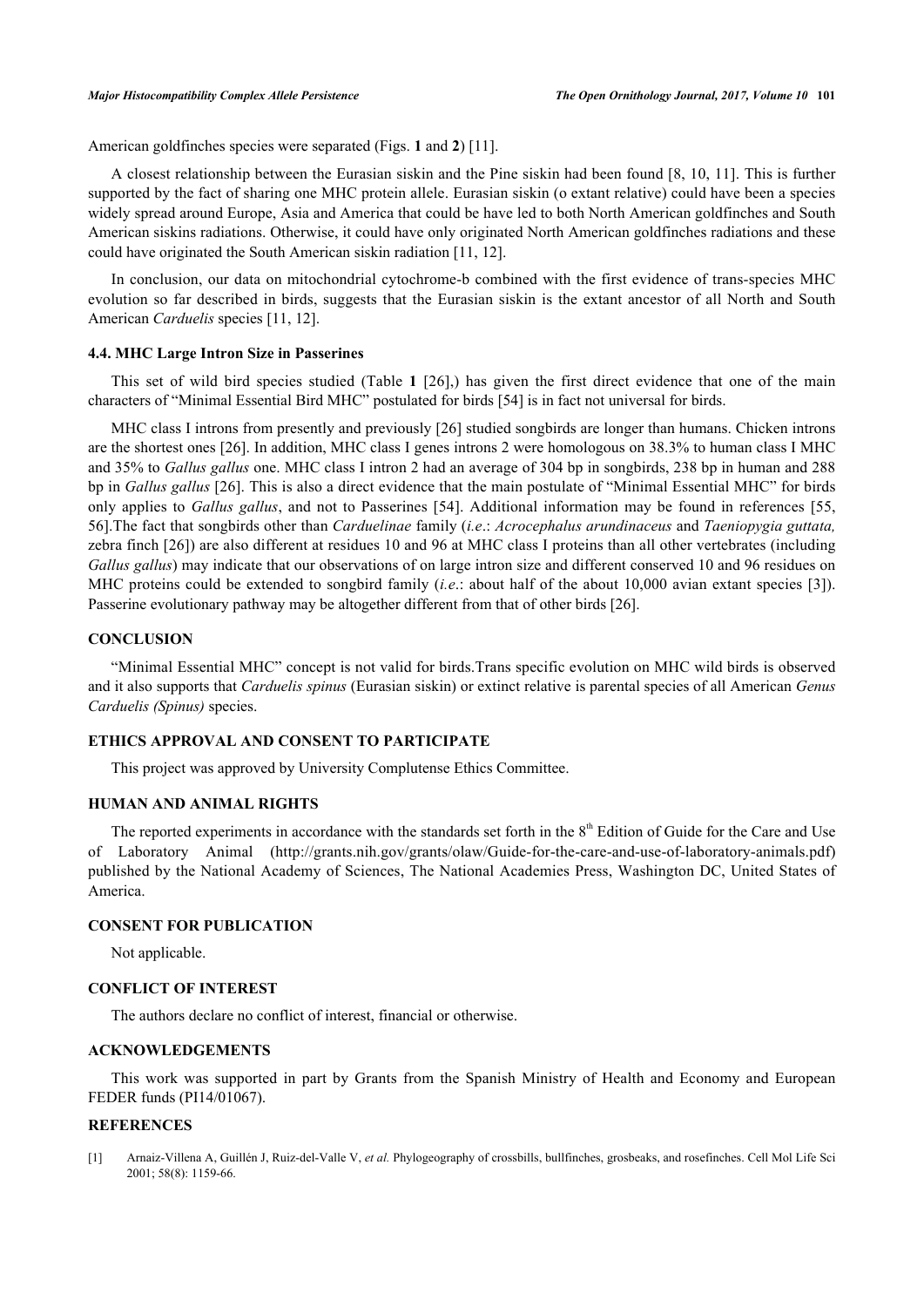American goldfinches species were separated (Figs. **1** and **2**) [11].

A closest relationship between the Eurasian siskin and the Pine siskin had been found [8, 10, 11]. This is further supported by the fact of sharing one MHC protein allele. Eurasian siskin (o extant relative) could have been a species widely spread around Europe, Asia and America that could be have led to both North American goldfinches and South American siskins radiations. Otherwise, it could have only originated North American goldfinches radiations and these could have originated the South American siskin radiation [11, 12].

In conclusion, our data on mitochondrial cytochrome-b combined with the first evidence of trans-species MHC evolution so far described in birds, suggests that the Eurasian siskin is the extant ancestor of all North and South American *Carduelis* species [11, 12].

### 4.4. MHC Large Intron Size in Passerines

This set of wild bird species studied (Table **1** [26],) has given the first direct evidence that one of the main characters of "Minimal Essential Bird MHC" postulated for birds [54] is in fact not universal for birds.

MHC class I introns from presently and previously [26] studied songbirds are longer than humans. Chicken introns are the shortest ones [26]. In addition, MHC class I genes introns 2 were homologous on 38.3% to human class I MHC and 35% to *Gallus gallus* one. MHC class I intron 2 had an average of 304 bp in songbirds, 238 bp in human and 288 bp in *Gallus gallus* [26]. This is also a direct evidence that the main postulate of "Minimal Essential MHC" for birds only applies to *Gallus gallus*, and not to Passerines [54]. Additional information may be found in references [55, 56].The fact that songbirds other than *Carduelinae* family (*i.e*.: *Acrocephalus arundinaceus* and *Taeniopygia guttata,* zebra finch [26]) are also different at residues 10 and 96 at MHC class I proteins than all other vertebrates (including *Gallus gallus*) may indicate that our observations of on large intron size and different conserved 10 and 96 residues on MHC proteins could be extended to songbird family (*i.e*.: about half of the about 10,000 avian extant species [3]). Passerine evolutionary pathway may be altogether different from that of other birds [26].

## CONCLUSION

"Minimal Essential MHC" concept is not valid for birds.Trans specific evolution on MHC wild birds is observed and it also supports that *Carduelis spinus* (Eurasian siskin) or extinct relative is parental species of all American *Genus Carduelis (Spinus)* species.

## ETHICS APPROVAL AND CONSENT TO PARTICIPATE

This project was approved by University Complutense Ethics Committee.

## HUMAN AND ANIMAL RIGHTS

The reported experiments in accordance with the standards set forth in the 8th Edition of Guide for the Care and Use of Laboratory Animal (http://grants.nih.gov/grants/olaw/Guide-for-the-care-and-use-of-laboratory-animals.pdf) published by the National Academy of Sciences, The National Academies Press, Washington DC, United States of America.

## CONSENT FOR PUBLICATION

Not applicable.

## CONFLICT OF INTEREST

The authors declare no conflict of interest, financial or otherwise.

## ACKNOWLEDGEMENTS

This work was supported in part by Grants from the Spanish Ministry of Health and Economy and European FEDER funds (PI14/01067).

## REFERENCES

[1] Arnaiz-Villena A, Guillén J, Ruiz-del-Valle V, *et al.* Phylogeography of crossbills, bullfinches, grosbeaks, and rosefinches. Cell Mol Life Sci 2001; 58(8): 1159-66.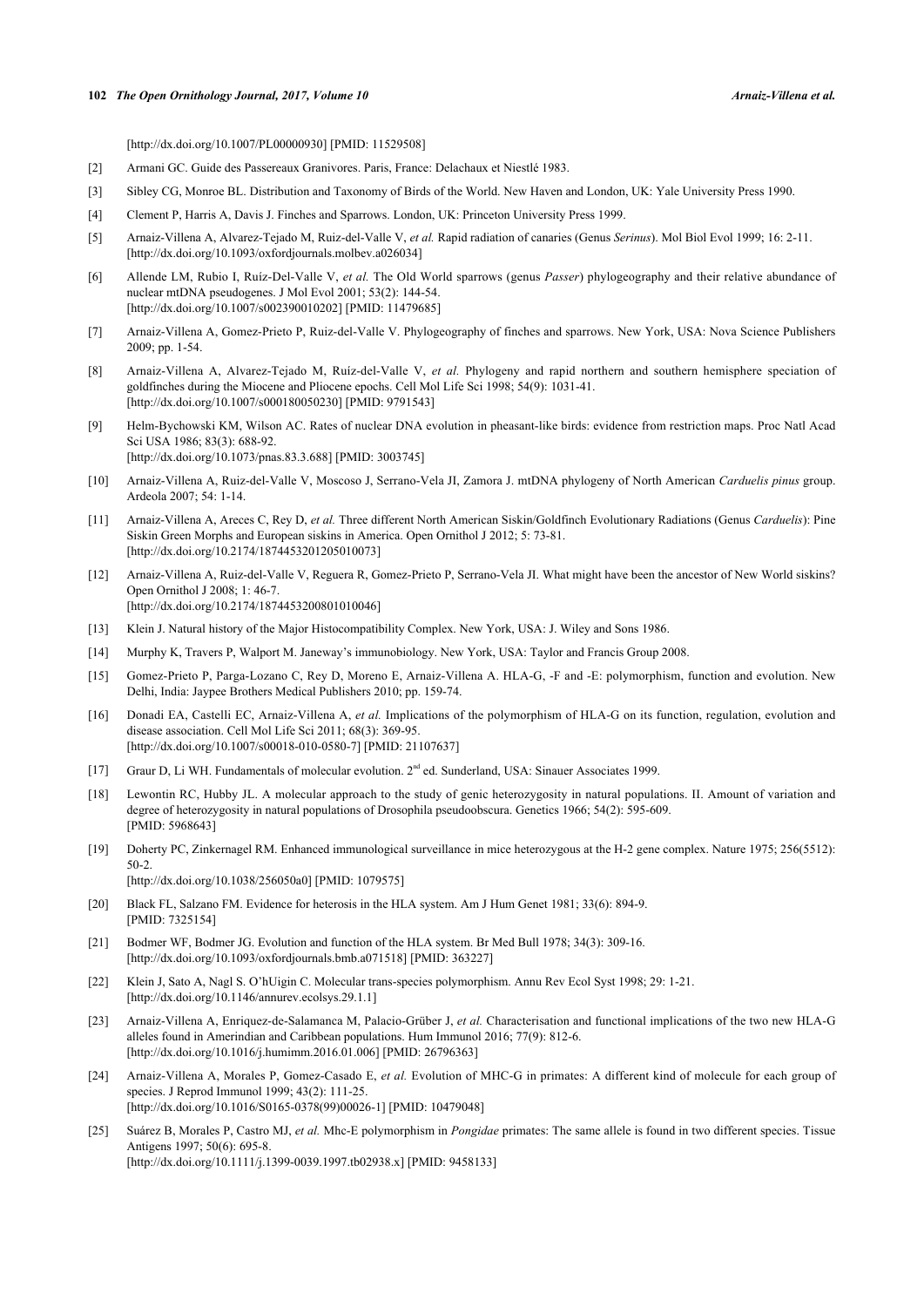[http://dx.doi.org/10.1007/PL00000930] [PMID: 11529508]

[2] Armani GC. Guide des Passereaux Granivores. Paris, France: Delachaux et Niestlé 1983.

[3] Sibley CG, Monroe BL. Distribution and Taxonomy of Birds of the World. New Haven and London, UK: Yale University Press 1990.

[4] Clement P, Harris A, Davis J. Finches and Sparrows. London, UK: Princeton University Press 1999.

[5] Arnaiz-Villena A, Alvarez-Tejado M, Ruiz-del-Valle V, *et al.* Rapid radiation of canaries (Genus *Serinus*). Mol Biol Evol 1999; 16: 2-11. [http://dx.doi.org/10.1093/oxfordjournals.molbev.a026034]

[6] Allende LM, Rubio I, Ruíz-Del-Valle V, *et al.* The Old World sparrows (genus *Passer*) phylogeography and their relative abundance of nuclear mtDNA pseudogenes. J Mol Evol 2001; 53(2): 144-54. [http://dx.doi.org/10.1007/s002390010202] [PMID: 11479685]

[7] Arnaiz-Villena A, Gomez-Prieto P, Ruiz-del-Valle V. Phylogeography of finches and sparrows. New York, USA: Nova Science Publishers 2009; pp. 1-54.

[8] Arnaiz-Villena A, Alvarez-Tejado M, Ruíz-del-Valle V, *et al.* Phylogeny and rapid northern and southern hemisphere speciation of goldfinches during the Miocene and Pliocene epochs. Cell Mol Life Sci 1998; 54(9): 1031-41. [http://dx.doi.org/10.1007/s000180050230] [PMID: 9791543]

[9] Helm-Bychowski KM, Wilson AC. Rates of nuclear DNA evolution in pheasant-like birds: evidence from restriction maps. Proc Natl Acad Sci USA 1986; 83(3): 688-92. [http://dx.doi.org/10.1073/pnas.83.3.688] [PMID: 3003745]

[10] Arnaiz-Villena A, Ruiz-del-Valle V, Moscoso J, Serrano-Vela JI, Zamora J. mtDNA phylogeny of North American *Carduelis pinus* group. Ardeola 2007; 54: 1-14.

[11] Arnaiz-Villena A, Areces C, Rey D, *et al.* Three different North American Siskin/Goldfinch Evolutionary Radiations (Genus *Carduelis*): Pine Siskin Green Morphs and European siskins in America. Open Ornithol J 2012; 5: 73-81. [http://dx.doi.org/10.2174/1874453201205010073]

[12] Arnaiz-Villena A, Ruiz-del-Valle V, Reguera R, Gomez-Prieto P, Serrano-Vela JI. What might have been the ancestor of New World siskins? Open Ornithol J 2008; 1: 46-7. [http://dx.doi.org/10.2174/1874453200801010046]

[13] Klein J. Natural history of the Major Histocompatibility Complex. New York, USA: J. Wiley and Sons 1986.

[14] Murphy K, Travers P, Walport M. Janeway's immunobiology. New York, USA: Taylor and Francis Group 2008.

[15] Gomez-Prieto P, Parga-Lozano C, Rey D, Moreno E, Arnaiz-Villena A. HLA-G, -F and -E: polymorphism, function and evolution. New Delhi, India: Jaypee Brothers Medical Publishers 2010; pp. 159-74.

[16] Donadi EA, Castelli EC, Arnaiz-Villena A, *et al.* Implications of the polymorphism of HLA-G on its function, regulation, evolution and disease association. Cell Mol Life Sci 2011; 68(3): 369-95. [http://dx.doi.org/10.1007/s00018-010-0580-7] [PMID: 21107637]

[17] Graur D, Li WH. Fundamentals of molecular evolution. 2nd ed. Sunderland, USA: Sinauer Associates 1999.

[18] Lewontin RC, Hubby JL. A molecular approach to the study of genic heterozygosity in natural populations. II. Amount of variation and degree of heterozygosity in natural populations of Drosophila pseudoobscura. Genetics 1966; 54(2): 595-609. [PMID: 5968643]

[19] Doherty PC, Zinkernagel RM. Enhanced immunological surveillance in mice heterozygous at the H-2 gene complex. Nature 1975; 256(5512): 50-2. [http://dx.doi.org/10.1038/256050a0] [PMID: 1079575]

[20] Black FL, Salzano FM. Evidence for heterosis in the HLA system. Am J Hum Genet 1981; 33(6): 894-9. [PMID: 7325154]

[21] Bodmer WF, Bodmer JG. Evolution and function of the HLA system. Br Med Bull 1978; 34(3): 309-16. [http://dx.doi.org/10.1093/oxfordjournals.bmb.a071518] [PMID: 363227]

[22] Klein J, Sato A, Nagl S. O'hUigin C. Molecular trans-species polymorphism. Annu Rev Ecol Syst 1998; 29: 1-21. [http://dx.doi.org/10.1146/annurev.ecolsys.29.1.1]

[23] Arnaiz-Villena A, Enriquez-de-Salamanca M, Palacio-Grüber J, *et al.* Characterisation and functional implications of the two new HLA-G alleles found in Amerindian and Caribbean populations. Hum Immunol 2016; 77(9): 812-6. [http://dx.doi.org/10.1016/j.humimm.2016.01.006] [PMID: 26796363]

[24] Arnaiz-Villena A, Morales P, Gomez-Casado E, *et al.* Evolution of MHC-G in primates: A different kind of molecule for each group of species. J Reprod Immunol 1999; 43(2): 111-25. [http://dx.doi.org/10.1016/S0165-0378(99)00026-1] [PMID: 10479048]

[25] Suárez B, Morales P, Castro MJ, *et al.* Mhc-E polymorphism in *Pongidae* primates: The same allele is found in two different species. Tissue Antigens 1997; 50(6): 695-8. [http://dx.doi.org/10.1111/j.1399-0039.1997.tb02938.x] [PMID: 9458133]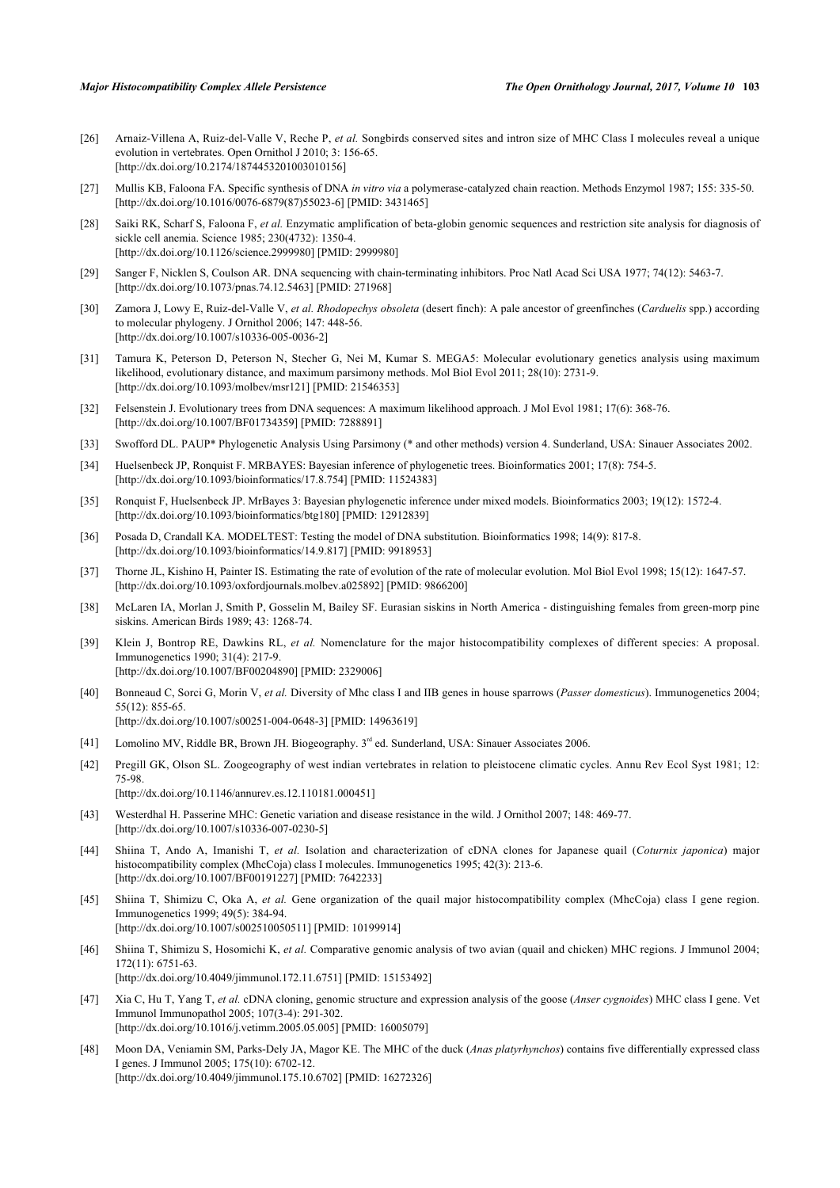[26] Arnaiz-Villena A, Ruiz-del-Valle V, Reche P, *et al.* Songbirds conserved sites and intron size of MHC Class I molecules reveal a unique evolution in vertebrates. Open Ornithol J 2010; 3: 156-65. [http://dx.doi.org/10.2174/1874453201003010156]

[27] Mullis KB, Faloona FA. Specific synthesis of DNA *in vitro via* a polymerase-catalyzed chain reaction. Methods Enzymol 1987; 155: 335-50. [http://dx.doi.org/10.1016/0076-6879(87)55023-6] [PMID: 3431465]

[28] Saiki RK, Scharf S, Faloona F, *et al.* Enzymatic amplification of beta-globin genomic sequences and restriction site analysis for diagnosis of sickle cell anemia. Science 1985; 230(4732): 1350-4. [http://dx.doi.org/10.1126/science.2999980] [PMID: 2999980]

[29] Sanger F, Nicklen S, Coulson AR. DNA sequencing with chain-terminating inhibitors. Proc Natl Acad Sci USA 1977; 74(12): 5463-7. [http://dx.doi.org/10.1073/pnas.74.12.5463] [PMID: 271968]

[30] Zamora J, Lowy E, Ruiz-del-Valle V, *et al. Rhodopechys obsoleta* (desert finch): A pale ancestor of greenfinches (*Carduelis* spp.) according to molecular phylogeny. J Ornithol 2006; 147: 448-56. [http://dx.doi.org/10.1007/s10336-005-0036-2]

[31] Tamura K, Peterson D, Peterson N, Stecher G, Nei M, Kumar S. MEGA5: Molecular evolutionary genetics analysis using maximum likelihood, evolutionary distance, and maximum parsimony methods. Mol Biol Evol 2011; 28(10): 2731-9. [http://dx.doi.org/10.1093/molbev/msr121] [PMID: 21546353]

[32] Felsenstein J. Evolutionary trees from DNA sequences: A maximum likelihood approach. J Mol Evol 1981; 17(6): 368-76. [http://dx.doi.org/10.1007/BF01734359] [PMID: 7288891]

[33] Swofford DL. PAUP* Phylogenetic Analysis Using Parsimony (* and other methods) version 4. Sunderland, USA: Sinauer Associates 2002.

[34] Huelsenbeck JP, Ronquist F. MRBAYES: Bayesian inference of phylogenetic trees. Bioinformatics 2001; 17(8): 754-5. [http://dx.doi.org/10.1093/bioinformatics/17.8.754] [PMID: 11524383]

[35] Ronquist F, Huelsenbeck JP. MrBayes 3: Bayesian phylogenetic inference under mixed models. Bioinformatics 2003; 19(12): 1572-4. [http://dx.doi.org/10.1093/bioinformatics/btg180] [PMID: 12912839]

[36] Posada D, Crandall KA. MODELTEST: Testing the model of DNA substitution. Bioinformatics 1998; 14(9): 817-8. [http://dx.doi.org/10.1093/bioinformatics/14.9.817] [PMID: 9918953]

[37] Thorne JL, Kishino H, Painter IS. Estimating the rate of evolution of the rate of molecular evolution. Mol Biol Evol 1998; 15(12): 1647-57. [http://dx.doi.org/10.1093/oxfordjournals.molbev.a025892] [PMID: 9866200]

[38] McLaren IA, Morlan J, Smith P, Gosselin M, Bailey SF. Eurasian siskins in North America - distinguishing females from green-morp pine siskins. American Birds 1989; 43: 1268-74.

[39] Klein J, Bontrop RE, Dawkins RL, *et al.* Nomenclature for the major histocompatibility complexes of different species: A proposal. Immunogenetics 1990; 31(4): 217-9. [http://dx.doi.org/10.1007/BF00204890] [PMID: 2329006]

[40] Bonneaud C, Sorci G, Morin V, *et al.* Diversity of Mhc class I and IIB genes in house sparrows (*Passer domesticus*). Immunogenetics 2004; 55(12): 855-65. [http://dx.doi.org/10.1007/s00251-004-0648-3] [PMID: 14963619]

[41] Lomolino MV, Riddle BR, Brown JH. Biogeography. 3rd ed. Sunderland, USA: Sinauer Associates 2006.

[42] Pregill GK, Olson SL. Zoogeography of west indian vertebrates in relation to pleistocene climatic cycles. Annu Rev Ecol Syst 1981; 12: 75-98. [http://dx.doi.org/10.1146/annurev.es.12.110181.000451]

[43] Westerdhal H. Passerine MHC: Genetic variation and disease resistance in the wild. J Ornithol 2007; 148: 469-77. [http://dx.doi.org/10.1007/s10336-007-0230-5]

[44] Shiina T, Ando A, Imanishi T, *et al.* Isolation and characterization of cDNA clones for Japanese quail (*Coturnix japonica*) major histocompatibility complex (MhcCoja) class I molecules. Immunogenetics 1995; 42(3): 213-6. [http://dx.doi.org/10.1007/BF00191227] [PMID: 7642233]

[45] Shiina T, Shimizu C, Oka A, *et al.* Gene organization of the quail major histocompatibility complex (MhcCoja) class I gene region. Immunogenetics 1999; 49(5): 384-94. [http://dx.doi.org/10.1007/s002510050511] [PMID: 10199914]

[46] Shiina T, Shimizu S, Hosomichi K, *et al.* Comparative genomic analysis of two avian (quail and chicken) MHC regions. J Immunol 2004; 172(11): 6751-63. [http://dx.doi.org/10.4049/jimmunol.172.11.6751] [PMID: 15153492]

[47] Xia C, Hu T, Yang T, *et al.* cDNA cloning, genomic structure and expression analysis of the goose (*Anser cygnoides*) MHC class I gene. Vet Immunol Immunopathol 2005; 107(3-4): 291-302. [http://dx.doi.org/10.1016/j.vetimm.2005.05.005] [PMID: 16005079]

[48] Moon DA, Veniamin SM, Parks-Dely JA, Magor KE. The MHC of the duck (*Anas platyrhynchos*) contains five differentially expressed class I genes. J Immunol 2005; 175(10): 6702-12. [http://dx.doi.org/10.4049/jimmunol.175.10.6702] [PMID: 16272326]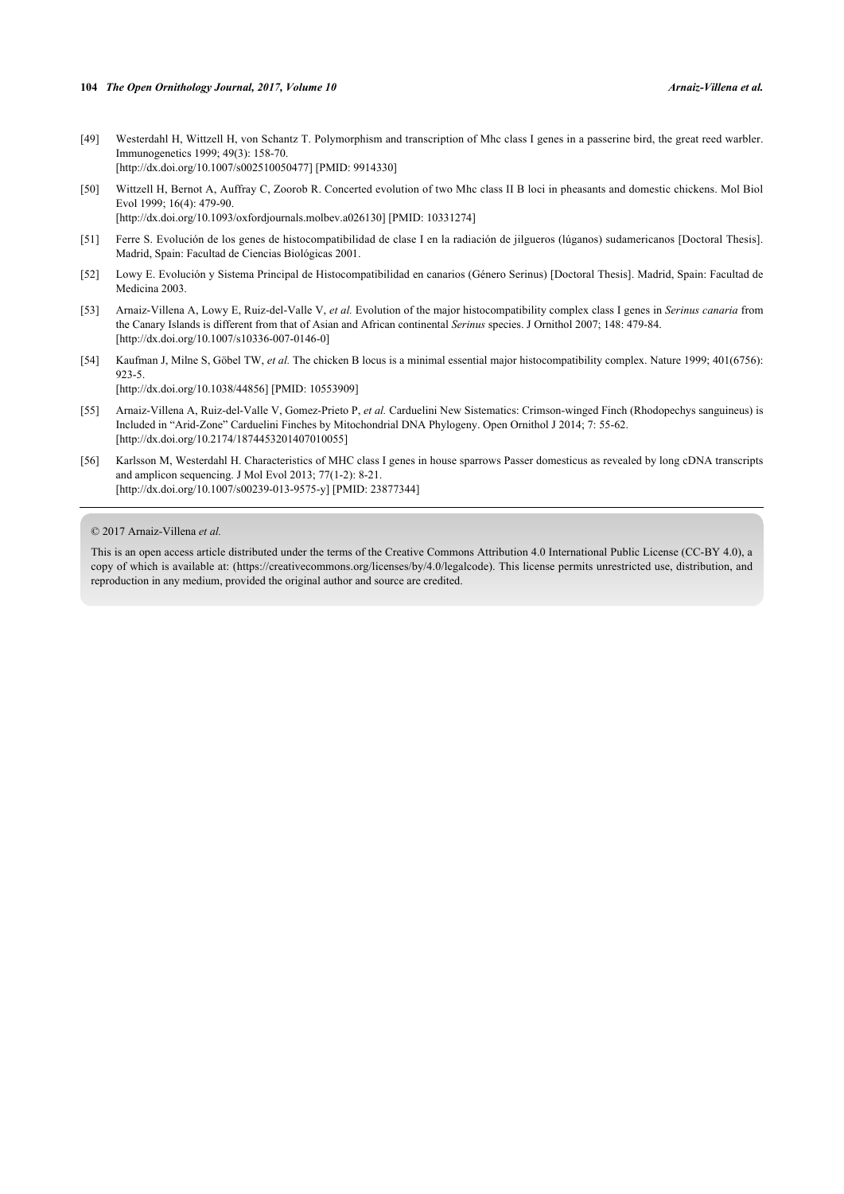[49] Westerdahl H, Wittzell H, von Schantz T. Polymorphism and transcription of Mhc class I genes in a passerine bird, the great reed warbler. Immunogenetics 1999; 49(3): 158-70.
[http://dx.doi.org/10.1007/s002510050477] [PMID: 9914330]

[50] Wittzell H, Bernot A, Auffray C, Zoorob R. Concerted evolution of two Mhc class II B loci in pheasants and domestic chickens. Mol Biol Evol 1999; 16(4): 479-90.
[http://dx.doi.org/10.1093/oxfordjournals.molbev.a026130] [PMID: 10331274]

[51] Ferre S. Evolución de los genes de histocompatibilidad de clase I en la radiación de jilgueros (lúganos) sudamericanos [Doctoral Thesis]. Madrid, Spain: Facultad de Ciencias Biológicas 2001.

[52] Lowy E. Evolución y Sistema Principal de Histocompatibilidad en canarios (Género Serinus) [Doctoral Thesis]. Madrid, Spain: Facultad de Medicina 2003.

[53] Arnaiz-Villena A, Lowy E, Ruiz-del-Valle V, *et al.* Evolution of the major histocompatibility complex class I genes in *Serinus canaria* from the Canary Islands is different from that of Asian and African continental *Serinus* species. J Ornithol 2007; 148: 479-84.
[http://dx.doi.org/10.1007/s10336-007-0146-0]

[54] Kaufman J, Milne S, Göbel TW, *et al.* The chicken B locus is a minimal essential major histocompatibility complex. Nature 1999; 401(6756): 923-5.
[http://dx.doi.org/10.1038/44856] [PMID: 10553909]

[55] Arnaiz-Villena A, Ruiz-del-Valle V, Gomez-Prieto P, *et al.* Carduelini New Sistematics: Crimson-winged Finch (Rhodopechys sanguineus) is Included in "Arid-Zone" Carduelini Finches by Mitochondrial DNA Phylogeny. Open Ornithol J 2014; 7: 55-62.
[http://dx.doi.org/10.2174/1874453201407010055]

[56] Karlsson M, Westerdahl H. Characteristics of MHC class I genes in house sparrows Passer domesticus as revealed by long cDNA transcripts and amplicon sequencing. J Mol Evol 2013; 77(1-2): 8-21.
[http://dx.doi.org/10.1007/s00239-013-9575-y] [PMID: 23877344]

© 2017 Arnaiz-Villena *et al.*

This is an open access article distributed under the terms of the Creative Commons Attribution 4.0 International Public License (CC-BY 4.0), a copy of which is available at: (https://creativecommons.org/licenses/by/4.0/legalcode). This license permits unrestricted use, distribution, and reproduction in any medium, provided the original author and source are credited.